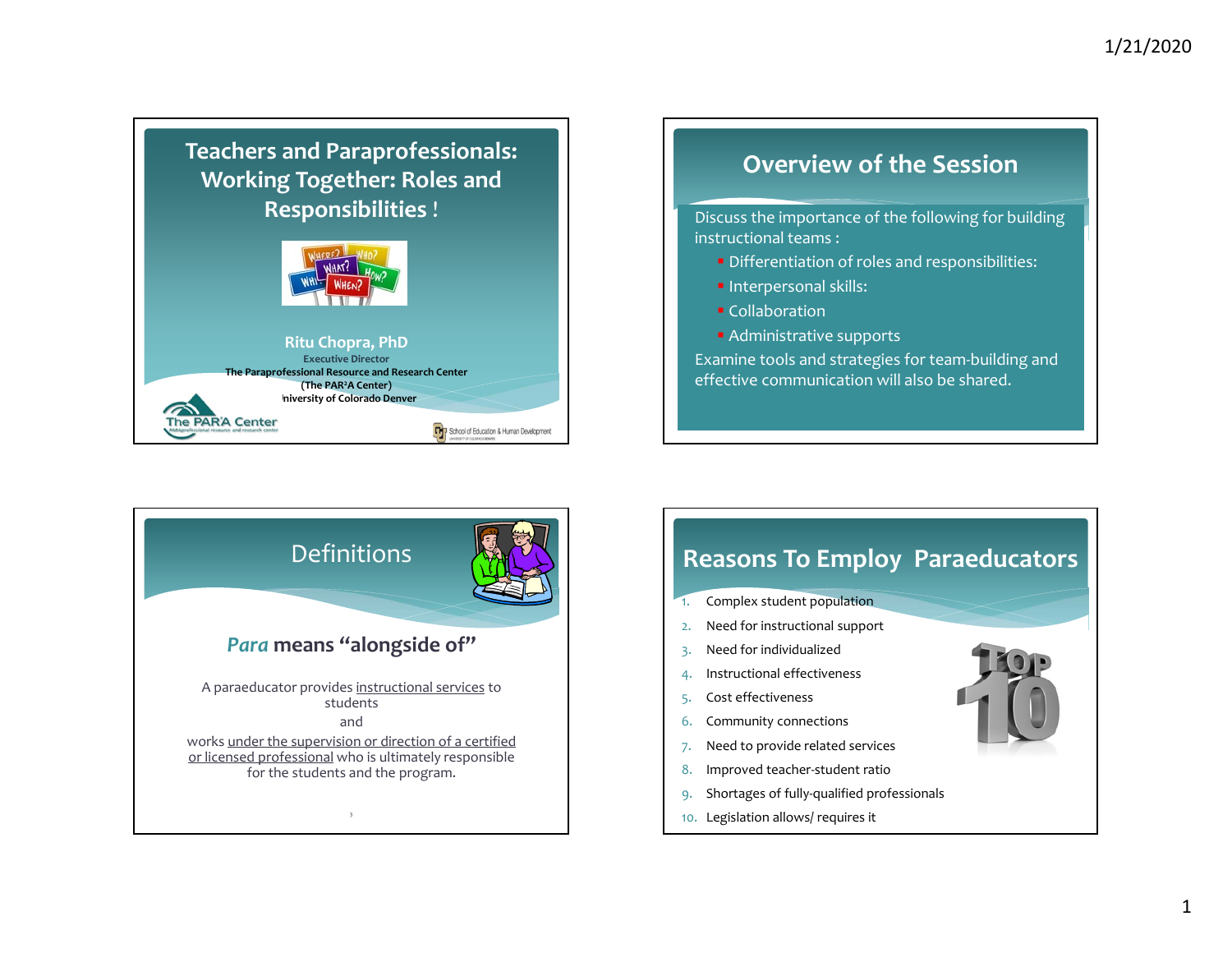# Teachers and Paraprofessionals: Working Together: Roles and Responsibilities !

**Ritu Chopra, PhD**

Executive Director

The Paraprofessional Resource and Research Center

(The PAR²A Center)

University of Colorado Denver

The PAR²A Center

School of Education & Human Development

## Overview of the Session

Discuss the importance of the following for building instructional teams :

- Differentiation of roles and responsibilities:
- Interpersonal skills:
- Collaboration
- Administrative supports

Examine tools and strategies for team-building and effective communication will also be shared.

## Definitions

***Para*** **means "alongside of"**

A paraeducator provides <u>instructional services</u> to students

and

works <u>under the supervision or direction of a certified or licensed professional</u> who is ultimately responsible for the students and the program.

## Reasons To Employ Paraeducators

1. Complex student population
2. Need for instructional support
3. Need for individualized
4. Instructional effectiveness
5. Cost effectiveness
6. Community connections
7. Need to provide related services
8. Improved teacher-student ratio
9. Shortages of fully-qualified professionals
10. Legislation allows/ requires it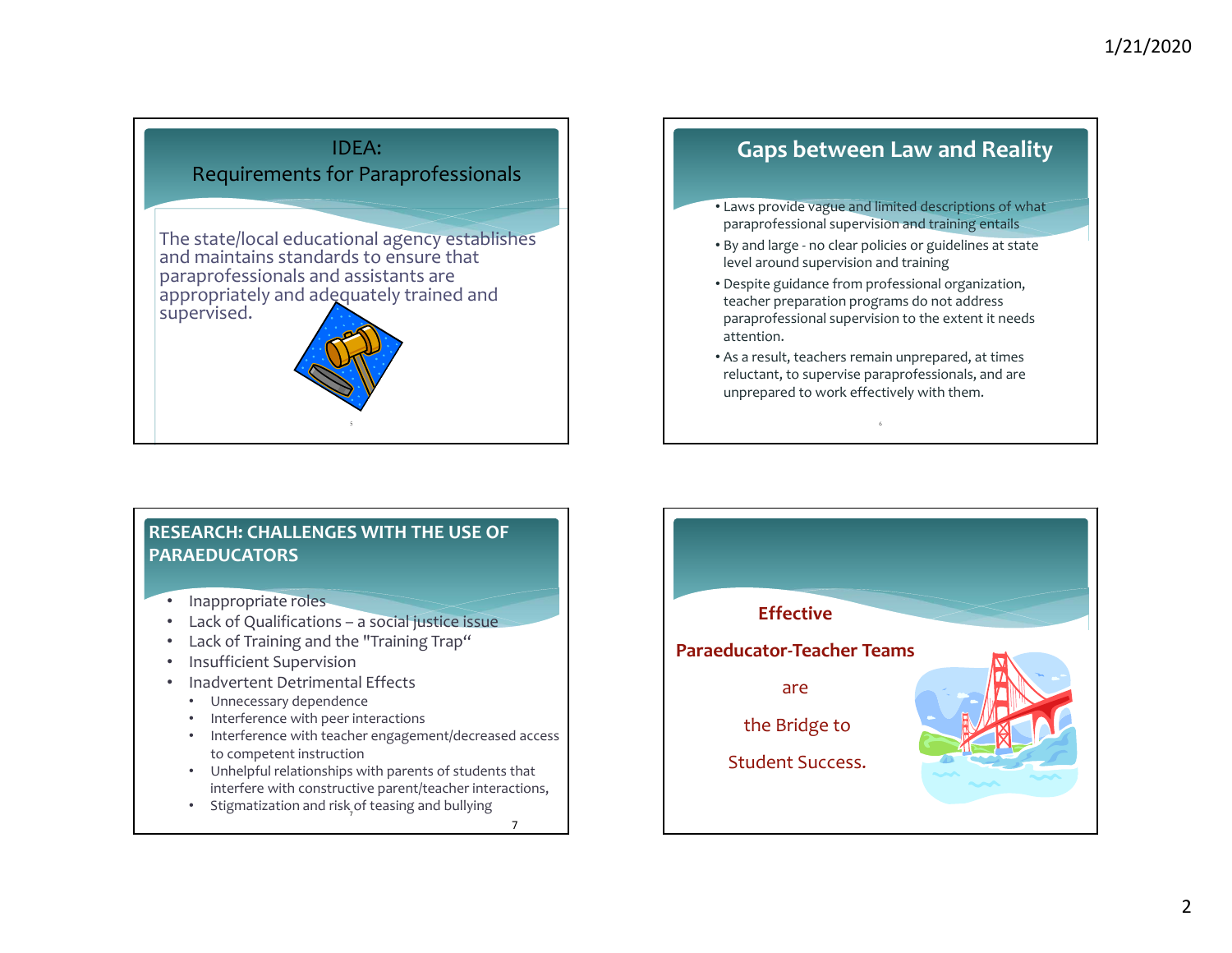## IDEA: Requirements for Paraprofessionals

The state/local educational agency establishes and maintains standards to ensure that paraprofessionals and assistants are appropriately and adequately trained and supervised.

## Gaps between Law and Reality

- Laws provide vague and limited descriptions of what paraprofessional supervision and training entails
- By and large - no clear policies or guidelines at state level around supervision and training
- Despite guidance from professional organization, teacher preparation programs do not address paraprofessional supervision to the extent it needs attention.
- As a result, teachers remain unprepared, at times reluctant, to supervise paraprofessionals, and are unprepared to work effectively with them.

## RESEARCH: CHALLENGES WITH THE USE OF PARAEDUCATORS

- Inappropriate roles
- Lack of Qualifications – a social justice issue
- Lack of Training and the "Training Trap"
- Insufficient Supervision
- Inadvertent Detrimental Effects
  - Unnecessary dependence
  - Interference with peer interactions
  - Interference with teacher engagement/decreased access to competent instruction
  - Unhelpful relationships with parents of students that interfere with constructive parent/teacher interactions,
  - Stigmatization and risk of teasing and bullying

**Effective**

**Paraeducator-Teacher Teams**

are

the Bridge to

Student Success.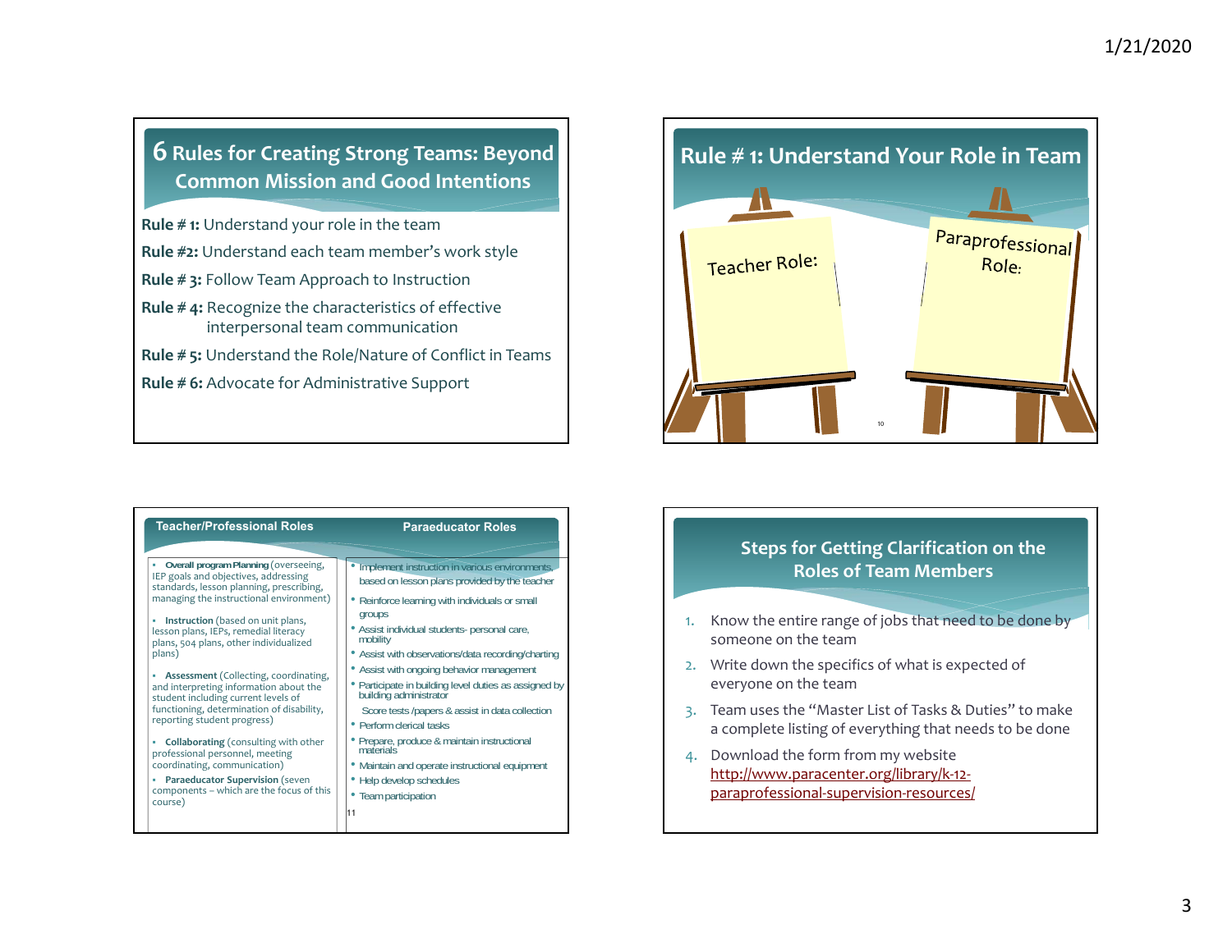## 6 Rules for Creating Strong Teams: Beyond Common Mission and Good Intentions

**Rule # 1:** Understand your role in the team

**Rule #2:** Understand each team member's work style

**Rule # 3:** Follow Team Approach to Instruction

**Rule # 4:** Recognize the characteristics of effective interpersonal team communication

**Rule # 5:** Understand the Role/Nature of Conflict in Teams

**Rule # 6:** Advocate for Administrative Support

## Rule # 1: Understand Your Role in Team

Teacher Role:

Paraprofessional Role:

| Teacher/Professional Roles | Paraeducator Roles |
|---|---|
| **Overall program Planning** (overseeing, IEP goals and objectives, addressing standards, lesson planning, prescribing, managing the instructional environment) | Implement instruction in various environments, based on lesson plans provided by the teacher |
| **Instruction** (based on unit plans, lesson plans, IEPs, remedial literacy plans, 504 plans, other individualized plans) | Reinforce learning with individuals or small groups |
| **Assessment** (Collecting, coordinating, and interpreting information about the student including current levels of functioning, determination of disability, reporting student progress) | Assist individual students- personal care, mobility |
| **Collaborating** (consulting with other professional personnel, meeting coordinating, communication) | Assist with observations/data recording/charting |
| **Paraeducator Supervision** (seven components – which are the focus of this course) | Assist with ongoing behavior management |
| | Participate in building level duties as assigned by building administrator |
| | Score tests /papers & assist in data collection |
| | Perform clerical tasks |
| | Prepare, produce & maintain instructional materials |
| | Maintain and operate instructional equipment |
| | Help develop schedules |
| | Team participation |

## Steps for Getting Clarification on the Roles of Team Members

1. Know the entire range of jobs that need to be done by someone on the team
2. Write down the specifics of what is expected of everyone on the team
3. Team uses the "Master List of Tasks & Duties" to make a complete listing of everything that needs to be done
4. Download the form from my website http://www.paracenter.org/library/k-12-paraprofessional-supervision-resources/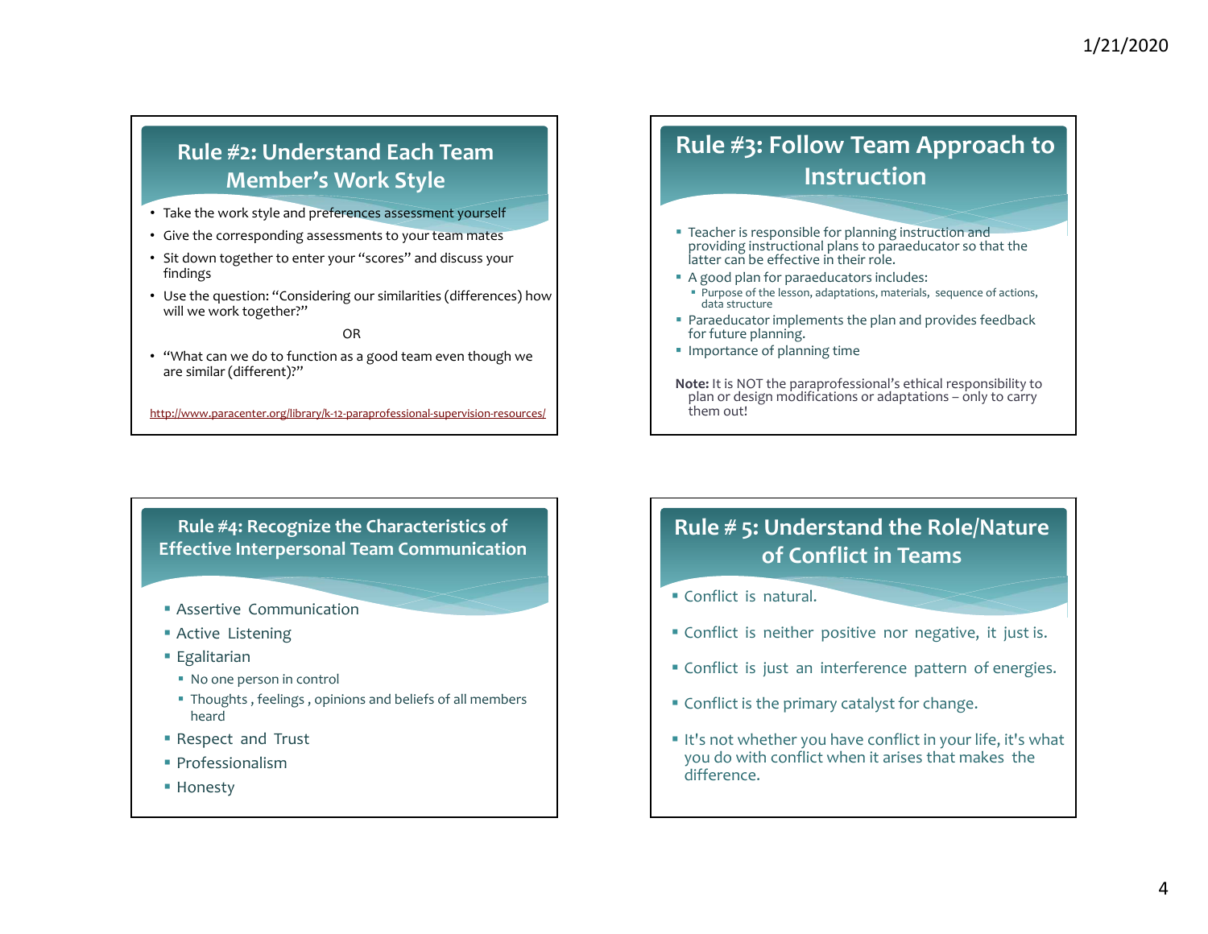## Rule #2: Understand Each Team Member's Work Style

- Take the work style and preferences assessment yourself
- Give the corresponding assessments to your team mates
- Sit down together to enter your "scores" and discuss your findings
- Use the question: "Considering our similarities (differences) how will we work together?"

OR

- "What can we do to function as a good team even though we are similar (different)?"

http://www.paracenter.org/library/k-12-paraprofessional-supervision-resources/

## Rule #3: Follow Team Approach to Instruction

- Teacher is responsible for planning instruction and providing instructional plans to paraeducator so that the latter can be effective in their role.
- A good plan for paraeducators includes:
  - Purpose of the lesson, adaptations, materials, sequence of actions, data structure
- Paraeducator implements the plan and provides feedback for future planning.
- Importance of planning time

**Note:** It is NOT the paraprofessional's ethical responsibility to plan or design modifications or adaptations – only to carry them out!

## Rule #4: Recognize the Characteristics of Effective Interpersonal Team Communication

- Assertive Communication
- Active Listening
- Egalitarian
  - No one person in control
  - Thoughts , feelings , opinions and beliefs of all members heard
- Respect and Trust
- Professionalism
- Honesty

## Rule # 5: Understand the Role/Nature of Conflict in Teams

- Conflict is natural.
- Conflict is neither positive nor negative, it just is.
- Conflict is just an interference pattern of energies.
- Conflict is the primary catalyst for change.
- It's not whether you have conflict in your life, it's what you do with conflict when it arises that makes the difference.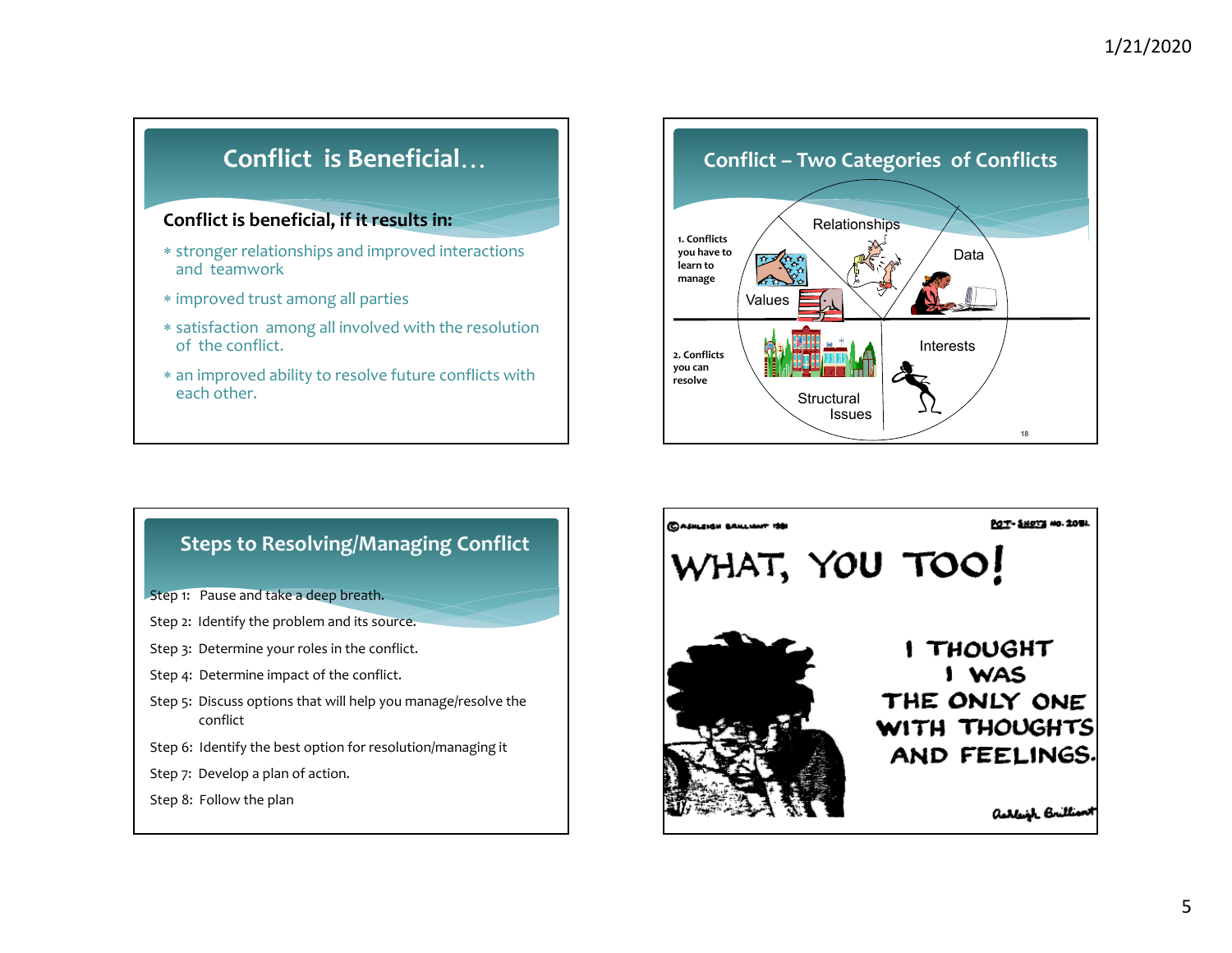## Conflict is Beneficial…

**Conflict is beneficial, if it results in:**

* stronger relationships and improved interactions and teamwork
* improved trust among all parties
* satisfaction among all involved with the resolution of the conflict.
* an improved ability to resolve future conflicts with each other.

## Conflict – Two Categories of Conflicts

**1. Conflicts you have to learn to manage**

Relationships

Data

Values

**2. Conflicts you can resolve**

Interests

Structural Issues

## Steps to Resolving/Managing Conflict

Step 1: Pause and take a deep breath.

Step 2: Identify the problem and its source.

Step 3: Determine your roles in the conflict.

Step 4: Determine impact of the conflict.

Step 5: Discuss options that will help you manage/resolve the conflict

Step 6: Identify the best option for resolution/managing it

Step 7: Develop a plan of action.

Step 8: Follow the plan

©ASHLEIGH BRILLIANT 1981 POT-SHOTS NO. 2081.

WHAT, YOU TOO!

I THOUGHT I WAS THE ONLY ONE WITH THOUGHTS AND FEELINGS.

Ashleigh Brilliant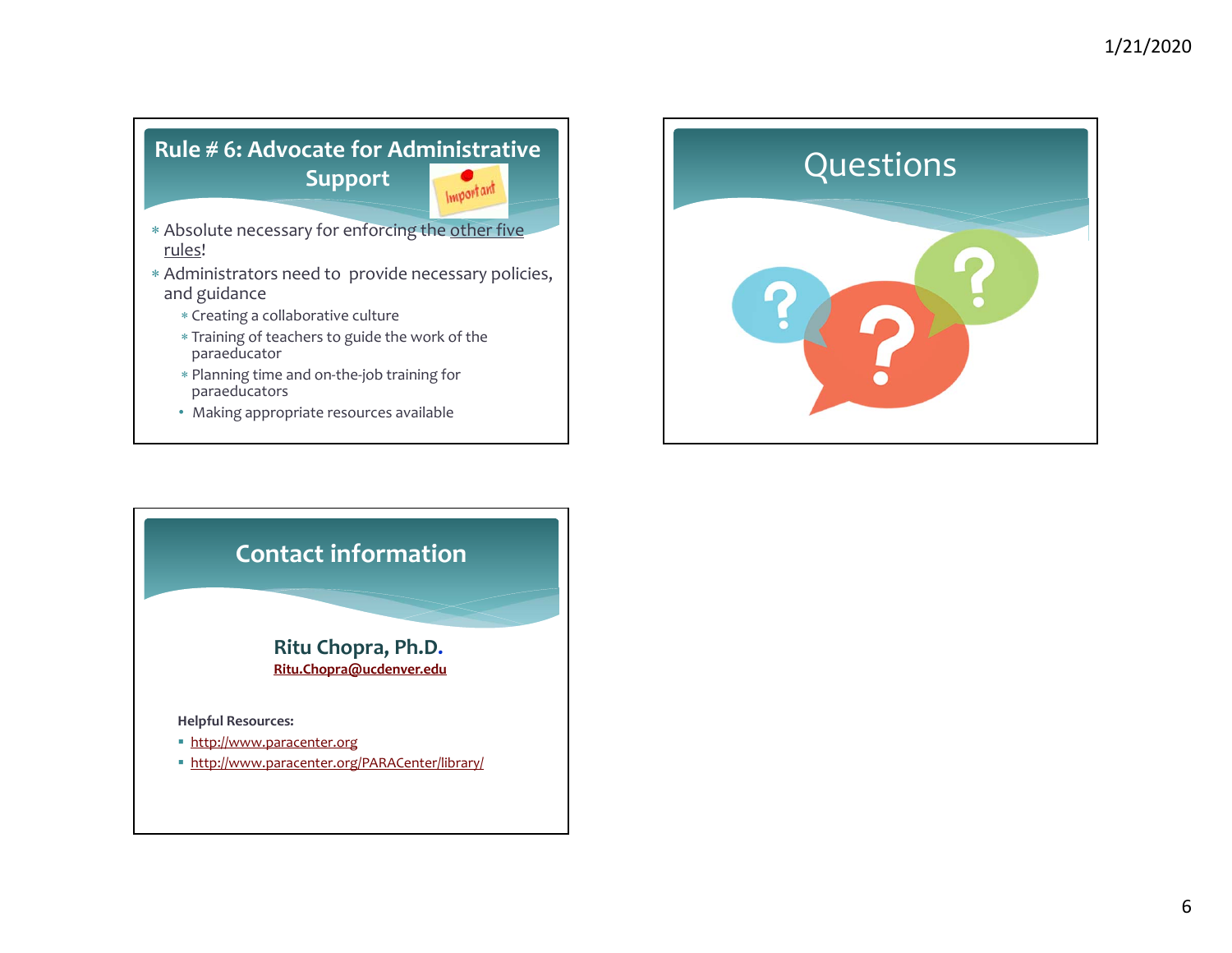## Rule # 6: Advocate for Administrative Support

- Absolute necessary for enforcing the other five rules!
- Administrators need to provide necessary policies, and guidance
  - Creating a collaborative culture
  - Training of teachers to guide the work of the paraeducator
  - Planning time and on-the-job training for paraeducators
  - Making appropriate resources available

## Questions

## Contact information

**Ritu Chopra, Ph.D.**

**Ritu.Chopra@ucdenver.edu**

**Helpful Resources:**

- http://www.paracenter.org
- http://www.paracenter.org/PARACenter/library/